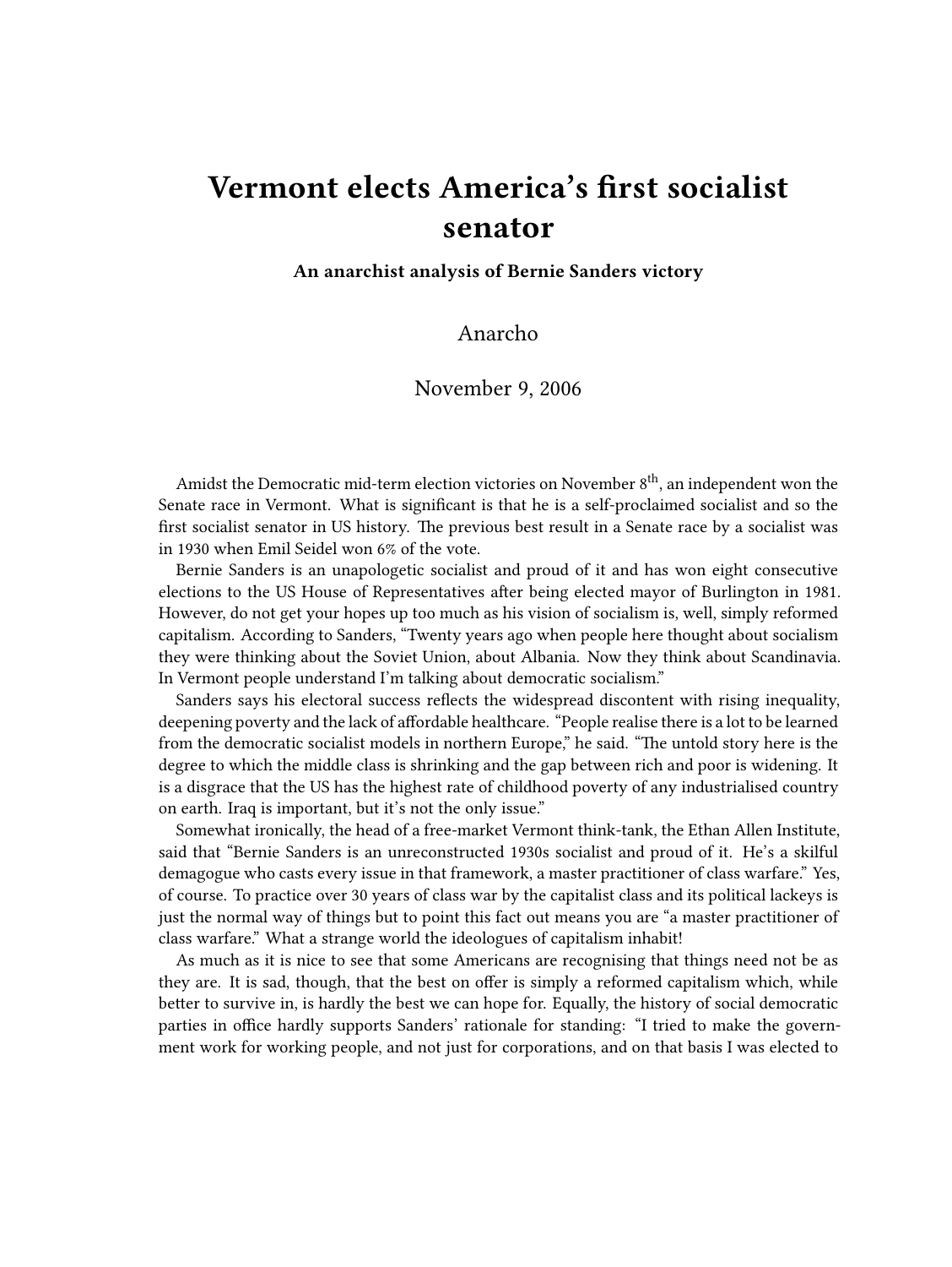# Vermont elects America's first socialist senator

**An anarchist analysis of Bernie Sanders victory**

Anarcho

November 9, 2006

Amidst the Democratic mid-term election victories on November 8th, an independent won the Senate race in Vermont. What is significant is that he is a self-proclaimed socialist and so the first socialist senator in US history. The previous best result in a Senate race by a socialist was in 1930 when Emil Seidel won 6% of the vote.

Bernie Sanders is an unapologetic socialist and proud of it and has won eight consecutive elections to the US House of Representatives after being elected mayor of Burlington in 1981. However, do not get your hopes up too much as his vision of socialism is, well, simply reformed capitalism. According to Sanders, "Twenty years ago when people here thought about socialism they were thinking about the Soviet Union, about Albania. Now they think about Scandinavia. In Vermont people understand I'm talking about democratic socialism."

Sanders says his electoral success reflects the widespread discontent with rising inequality, deepening poverty and the lack of affordable healthcare. "People realise there is a lot to be learned from the democratic socialist models in northern Europe," he said. "The untold story here is the degree to which the middle class is shrinking and the gap between rich and poor is widening. It is a disgrace that the US has the highest rate of childhood poverty of any industrialised country on earth. Iraq is important, but it's not the only issue."

Somewhat ironically, the head of a free-market Vermont think-tank, the Ethan Allen Institute, said that "Bernie Sanders is an unreconstructed 1930s socialist and proud of it. He's a skilful demagogue who casts every issue in that framework, a master practitioner of class warfare." Yes, of course. To practice over 30 years of class war by the capitalist class and its political lackeys is just the normal way of things but to point this fact out means you are "a master practitioner of class warfare." What a strange world the ideologues of capitalism inhabit!

As much as it is nice to see that some Americans are recognising that things need not be as they are. It is sad, though, that the best on offer is simply a reformed capitalism which, while better to survive in, is hardly the best we can hope for. Equally, the history of social democratic parties in office hardly supports Sanders' rationale for standing: "I tried to make the government work for working people, and not just for corporations, and on that basis I was elected to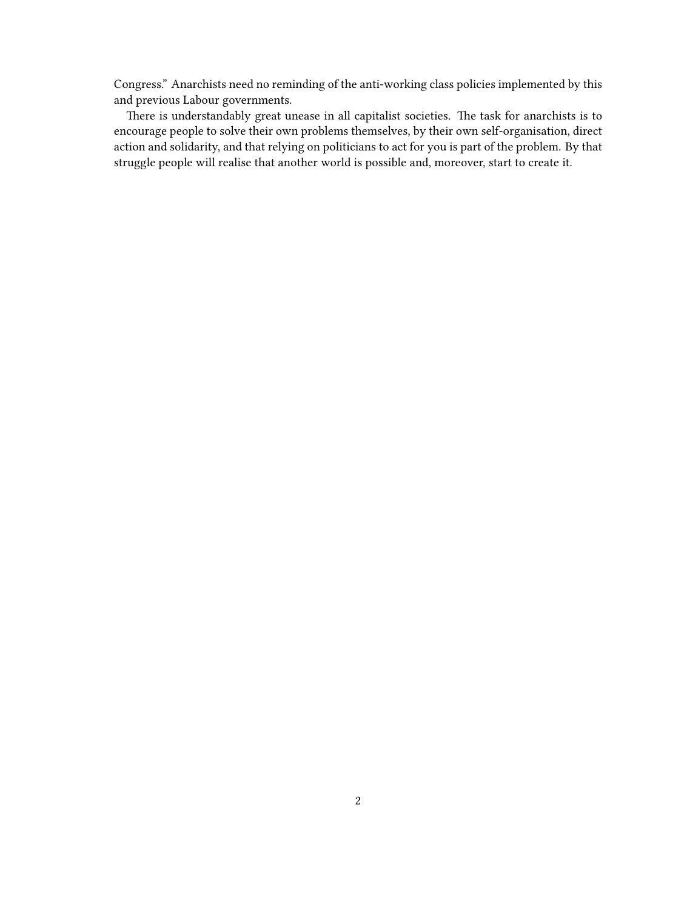Congress." Anarchists need no reminding of the anti-working class policies implemented by this and previous Labour governments.

There is understandably great unease in all capitalist societies. The task for anarchists is to encourage people to solve their own problems themselves, by their own self-organisation, direct action and solidarity, and that relying on politicians to act for you is part of the problem. By that struggle people will realise that another world is possible and, moreover, start to create it.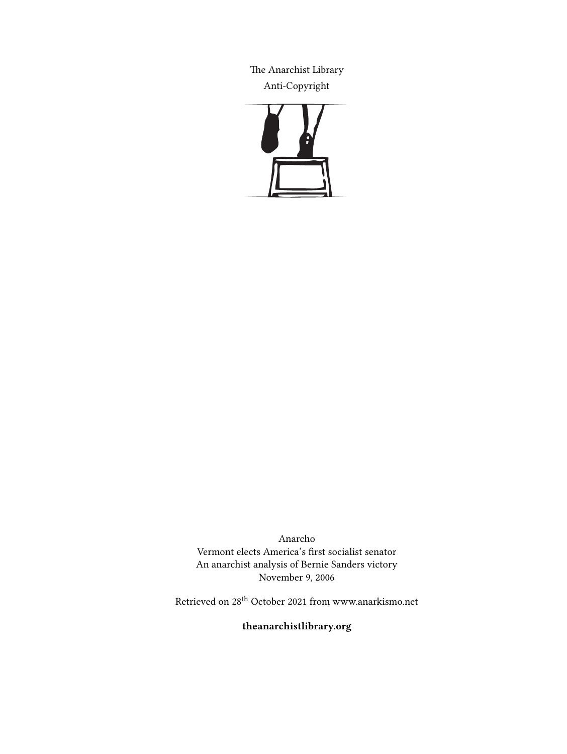The Anarchist Library
Anti-Copyright

Anarcho
Vermont elects America's first socialist senator
An anarchist analysis of Bernie Sanders victory
November 9, 2006

Retrieved on 28th October 2021 from www.anarkismo.net

**theanarchistlibrary.org**